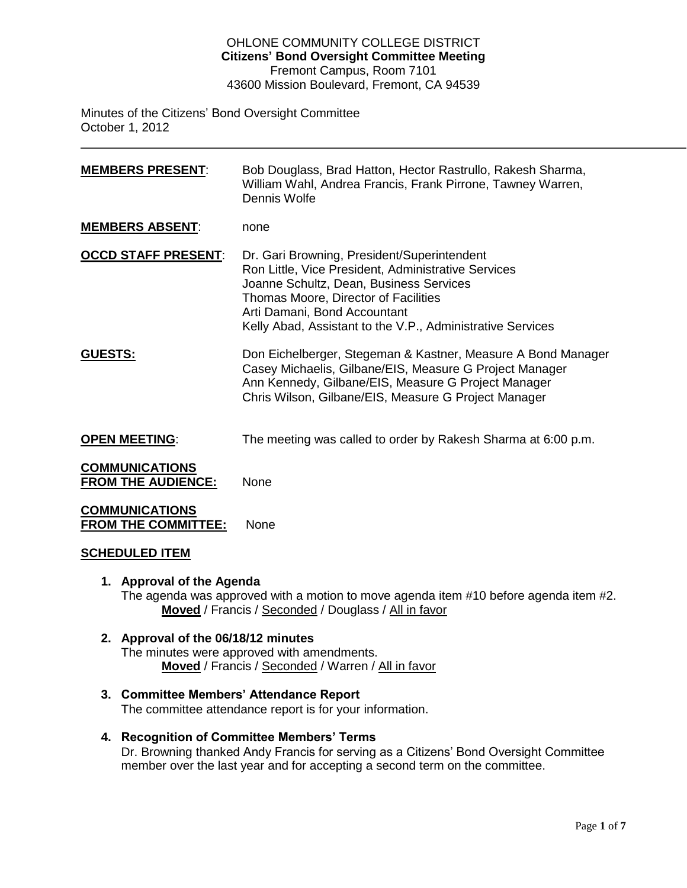OHLONE COMMUNITY COLLEGE DISTRICT
**Citizens' Bond Oversight Committee Meeting**
Fremont Campus, Room 7101
43600 Mission Boulevard, Fremont, CA 94539

Minutes of the Citizens' Bond Oversight Committee
October 1, 2012

---

**MEMBERS PRESENT**: Bob Douglass, Brad Hatton, Hector Rastrullo, Rakesh Sharma, William Wahl, Andrea Francis, Frank Pirrone, Tawney Warren, Dennis Wolfe

**MEMBERS ABSENT**: none

**OCCD STAFF PRESENT**:
Dr. Gari Browning, President/Superintendent
Ron Little, Vice President, Administrative Services
Joanne Schultz, Dean, Business Services
Thomas Moore, Director of Facilities
Arti Damani, Bond Accountant
Kelly Abad, Assistant to the V.P., Administrative Services

**GUESTS:**
Don Eichelberger, Stegeman & Kastner, Measure A Bond Manager
Casey Michaelis, Gilbane/EIS, Measure G Project Manager
Ann Kennedy, Gilbane/EIS, Measure G Project Manager
Chris Wilson, Gilbane/EIS, Measure G Project Manager

**OPEN MEETING**: The meeting was called to order by Rakesh Sharma at 6:00 p.m.

**COMMUNICATIONS FROM THE AUDIENCE:** None

**COMMUNICATIONS FROM THE COMMITTEE:** None

**SCHEDULED ITEM**

1. **Approval of the Agenda**
   The agenda was approved with a motion to move agenda item #10 before agenda item #2.
   **Moved** / Francis / Seconded / Douglass / All in favor

2. **Approval of the 06/18/12 minutes**
   The minutes were approved with amendments.
   **Moved** / Francis / Seconded / Warren / All in favor

3. **Committee Members' Attendance Report**
   The committee attendance report is for your information.

4. **Recognition of Committee Members' Terms**
   Dr. Browning thanked Andy Francis for serving as a Citizens' Bond Oversight Committee member over the last year and for accepting a second term on the committee.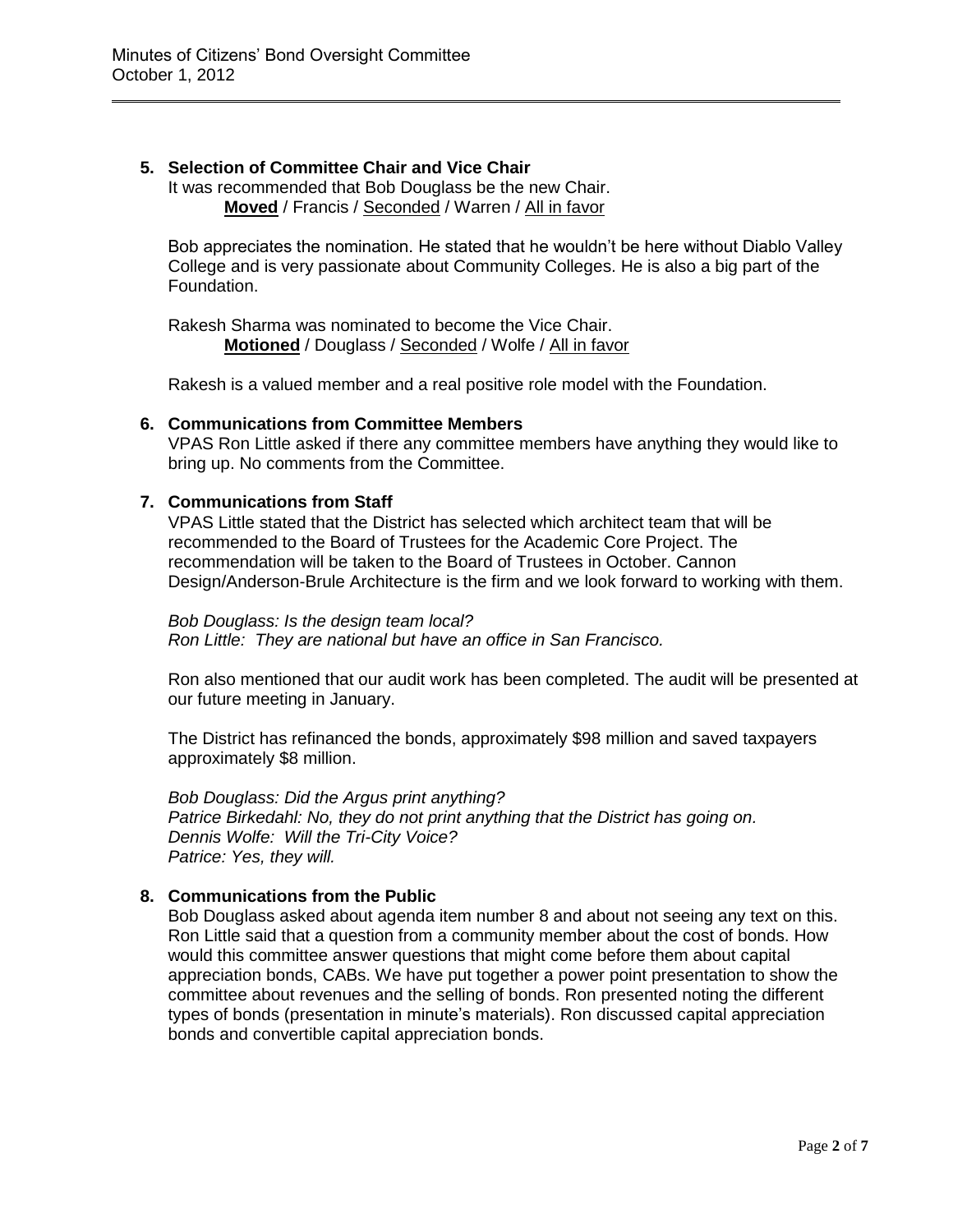**5. Selection of Committee Chair and Vice Chair**

It was recommended that Bob Douglass be the new Chair.

**Moved** / Francis / Seconded / Warren / All in favor

Bob appreciates the nomination. He stated that he wouldn't be here without Diablo Valley College and is very passionate about Community Colleges. He is also a big part of the Foundation.

Rakesh Sharma was nominated to become the Vice Chair.

**Motioned** / Douglass / Seconded / Wolfe / All in favor

Rakesh is a valued member and a real positive role model with the Foundation.

**6. Communications from Committee Members**

VPAS Ron Little asked if there any committee members have anything they would like to bring up. No comments from the Committee.

**7. Communications from Staff**

VPAS Little stated that the District has selected which architect team that will be recommended to the Board of Trustees for the Academic Core Project. The recommendation will be taken to the Board of Trustees in October. Cannon Design/Anderson-Brule Architecture is the firm and we look forward to working with them.

*Bob Douglass: Is the design team local?*
*Ron Little: They are national but have an office in San Francisco.*

Ron also mentioned that our audit work has been completed. The audit will be presented at our future meeting in January.

The District has refinanced the bonds, approximately $98 million and saved taxpayers approximately $8 million.

*Bob Douglass: Did the Argus print anything?*
*Patrice Birkedahl: No, they do not print anything that the District has going on.*
*Dennis Wolfe: Will the Tri-City Voice?*
*Patrice: Yes, they will.*

**8. Communications from the Public**

Bob Douglass asked about agenda item number 8 and about not seeing any text on this. Ron Little said that a question from a community member about the cost of bonds. How would this committee answer questions that might come before them about capital appreciation bonds, CABs. We have put together a power point presentation to show the committee about revenues and the selling of bonds. Ron presented noting the different types of bonds (presentation in minute's materials). Ron discussed capital appreciation bonds and convertible capital appreciation bonds.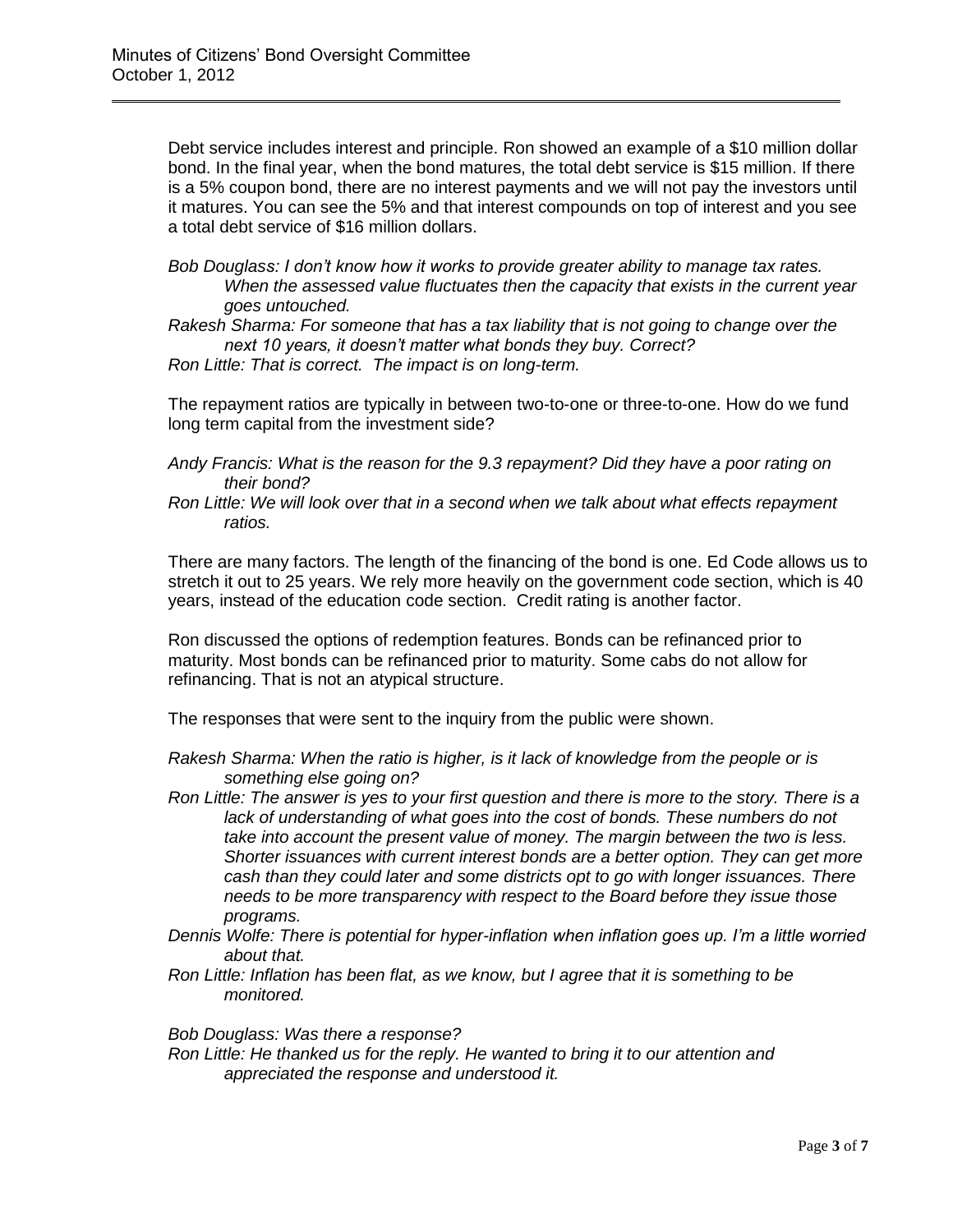Debt service includes interest and principle. Ron showed an example of a $10 million dollar bond. In the final year, when the bond matures, the total debt service is $15 million. If there is a 5% coupon bond, there are no interest payments and we will not pay the investors until it matures. You can see the 5% and that interest compounds on top of interest and you see a total debt service of $16 million dollars.

*Bob Douglass: I don't know how it works to provide greater ability to manage tax rates. When the assessed value fluctuates then the capacity that exists in the current year goes untouched.*

*Rakesh Sharma: For someone that has a tax liability that is not going to change over the next 10 years, it doesn't matter what bonds they buy. Correct?*

*Ron Little: That is correct. The impact is on long-term.*

The repayment ratios are typically in between two-to-one or three-to-one. How do we fund long term capital from the investment side?

*Andy Francis: What is the reason for the 9.3 repayment? Did they have a poor rating on their bond?*

*Ron Little: We will look over that in a second when we talk about what effects repayment ratios.*

There are many factors. The length of the financing of the bond is one. Ed Code allows us to stretch it out to 25 years. We rely more heavily on the government code section, which is 40 years, instead of the education code section. Credit rating is another factor.

Ron discussed the options of redemption features. Bonds can be refinanced prior to maturity. Most bonds can be refinanced prior to maturity. Some cabs do not allow for refinancing. That is not an atypical structure.

The responses that were sent to the inquiry from the public were shown.

*Rakesh Sharma: When the ratio is higher, is it lack of knowledge from the people or is something else going on?*

*Ron Little: The answer is yes to your first question and there is more to the story. There is a lack of understanding of what goes into the cost of bonds. These numbers do not take into account the present value of money. The margin between the two is less. Shorter issuances with current interest bonds are a better option. They can get more cash than they could later and some districts opt to go with longer issuances. There needs to be more transparency with respect to the Board before they issue those programs.*

*Dennis Wolfe: There is potential for hyper-inflation when inflation goes up. I'm a little worried about that.*

*Ron Little: Inflation has been flat, as we know, but I agree that it is something to be monitored.*

*Bob Douglass: Was there a response?*

*Ron Little: He thanked us for the reply. He wanted to bring it to our attention and appreciated the response and understood it.*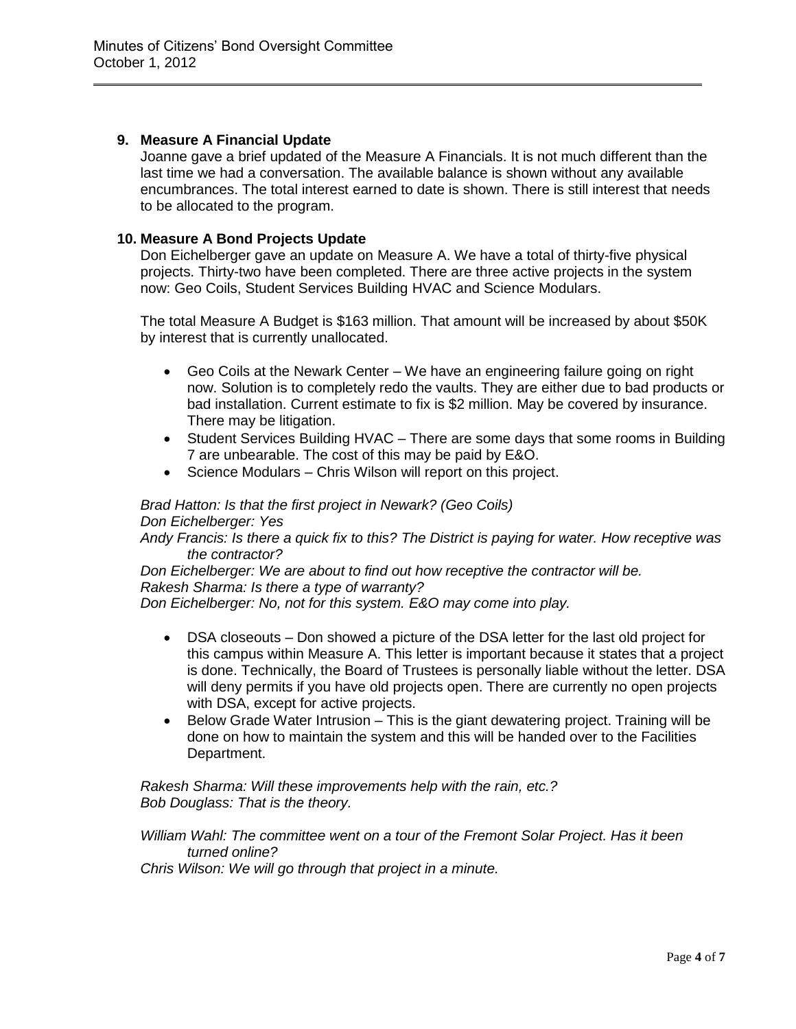## 9. Measure A Financial Update

Joanne gave a brief updated of the Measure A Financials. It is not much different than the last time we had a conversation. The available balance is shown without any available encumbrances. The total interest earned to date is shown. There is still interest that needs to be allocated to the program.

## 10. Measure A Bond Projects Update

Don Eichelberger gave an update on Measure A. We have a total of thirty-five physical projects. Thirty-two have been completed. There are three active projects in the system now: Geo Coils, Student Services Building HVAC and Science Modulars.

The total Measure A Budget is $163 million. That amount will be increased by about $50K by interest that is currently unallocated.

- Geo Coils at the Newark Center – We have an engineering failure going on right now. Solution is to completely redo the vaults. They are either due to bad products or bad installation. Current estimate to fix is $2 million. May be covered by insurance. There may be litigation.
- Student Services Building HVAC – There are some days that some rooms in Building 7 are unbearable. The cost of this may be paid by E&O.
- Science Modulars – Chris Wilson will report on this project.

*Brad Hatton: Is that the first project in Newark? (Geo Coils)*
*Don Eichelberger: Yes*
*Andy Francis: Is there a quick fix to this? The District is paying for water. How receptive was the contractor?*
*Don Eichelberger: We are about to find out how receptive the contractor will be.*
*Rakesh Sharma: Is there a type of warranty?*
*Don Eichelberger: No, not for this system. E&O may come into play.*

- DSA closeouts – Don showed a picture of the DSA letter for the last old project for this campus within Measure A. This letter is important because it states that a project is done. Technically, the Board of Trustees is personally liable without the letter. DSA will deny permits if you have old projects open. There are currently no open projects with DSA, except for active projects.
- Below Grade Water Intrusion – This is the giant dewatering project. Training will be done on how to maintain the system and this will be handed over to the Facilities Department.

*Rakesh Sharma: Will these improvements help with the rain, etc.?*
*Bob Douglass: That is the theory.*

*William Wahl: The committee went on a tour of the Fremont Solar Project. Has it been turned online?*
*Chris Wilson: We will go through that project in a minute.*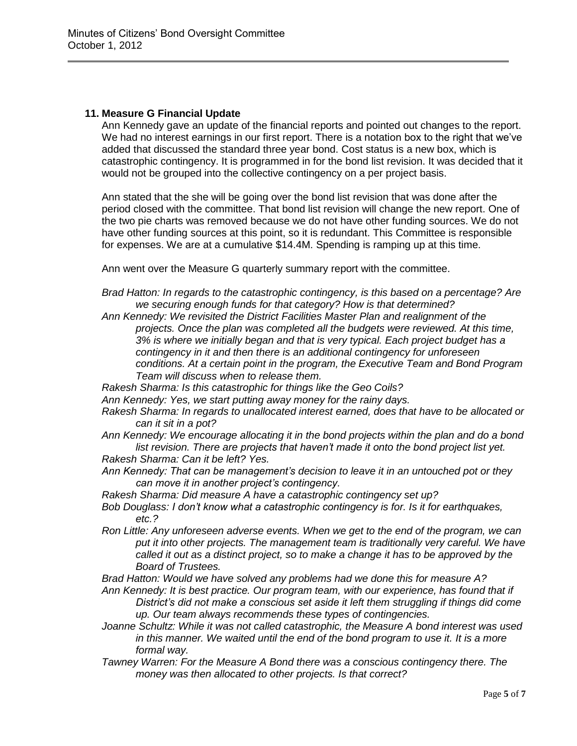## 11. Measure G Financial Update

Ann Kennedy gave an update of the financial reports and pointed out changes to the report. We had no interest earnings in our first report. There is a notation box to the right that we've added that discussed the standard three year bond. Cost status is a new box, which is catastrophic contingency. It is programmed in for the bond list revision. It was decided that it would not be grouped into the collective contingency on a per project basis.

Ann stated that the she will be going over the bond list revision that was done after the period closed with the committee. That bond list revision will change the new report. One of the two pie charts was removed because we do not have other funding sources. We do not have other funding sources at this point, so it is redundant. This Committee is responsible for expenses. We are at a cumulative $14.4M. Spending is ramping up at this time.

Ann went over the Measure G quarterly summary report with the committee.

*Brad Hatton: In regards to the catastrophic contingency, is this based on a percentage? Are we securing enough funds for that category? How is that determined?*

*Ann Kennedy: We revisited the District Facilities Master Plan and realignment of the projects. Once the plan was completed all the budgets were reviewed. At this time, 3% is where we initially began and that is very typical. Each project budget has a contingency in it and then there is an additional contingency for unforeseen conditions. At a certain point in the program, the Executive Team and Bond Program Team will discuss when to release them.*

*Rakesh Sharma: Is this catastrophic for things like the Geo Coils?*

*Ann Kennedy: Yes, we start putting away money for the rainy days.*

*Rakesh Sharma: In regards to unallocated interest earned, does that have to be allocated or can it sit in a pot?*

*Ann Kennedy: We encourage allocating it in the bond projects within the plan and do a bond list revision. There are projects that haven't made it onto the bond project list yet.*

*Rakesh Sharma: Can it be left? Yes.*

*Ann Kennedy: That can be management's decision to leave it in an untouched pot or they can move it in another project's contingency.*

*Rakesh Sharma: Did measure A have a catastrophic contingency set up?*

*Bob Douglass: I don't know what a catastrophic contingency is for. Is it for earthquakes, etc.?*

*Ron Little: Any unforeseen adverse events. When we get to the end of the program, we can put it into other projects. The management team is traditionally very careful. We have called it out as a distinct project, so to make a change it has to be approved by the Board of Trustees.*

*Brad Hatton: Would we have solved any problems had we done this for measure A?*

*Ann Kennedy: It is best practice. Our program team, with our experience, has found that if District's did not make a conscious set aside it left them struggling if things did come up. Our team always recommends these types of contingencies.*

*Joanne Schultz: While it was not called catastrophic, the Measure A bond interest was used in this manner. We waited until the end of the bond program to use it. It is a more formal way.*

*Tawney Warren: For the Measure A Bond there was a conscious contingency there. The money was then allocated to other projects. Is that correct?*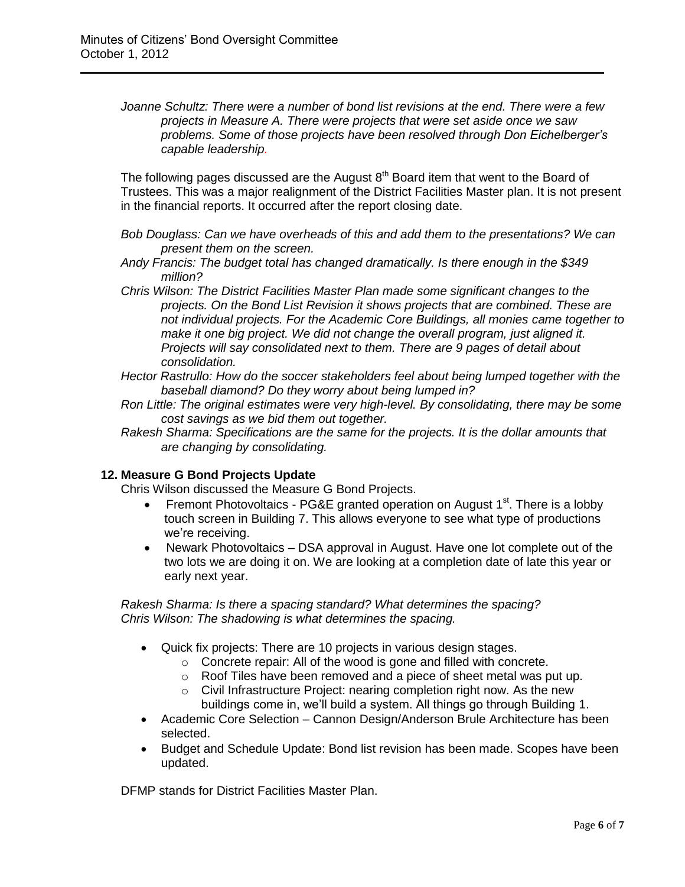*Joanne Schultz: There were a number of bond list revisions at the end. There were a few projects in Measure A. There were projects that were set aside once we saw problems. Some of those projects have been resolved through Don Eichelberger's capable leadership.*

The following pages discussed are the August 8th Board item that went to the Board of Trustees. This was a major realignment of the District Facilities Master plan. It is not present in the financial reports. It occurred after the report closing date.

*Bob Douglass: Can we have overheads of this and add them to the presentations? We can present them on the screen.*

*Andy Francis: The budget total has changed dramatically. Is there enough in the $349 million?*

*Chris Wilson: The District Facilities Master Plan made some significant changes to the projects. On the Bond List Revision it shows projects that are combined. These are not individual projects. For the Academic Core Buildings, all monies came together to make it one big project. We did not change the overall program, just aligned it. Projects will say consolidated next to them. There are 9 pages of detail about consolidation.*

*Hector Rastrullo: How do the soccer stakeholders feel about being lumped together with the baseball diamond? Do they worry about being lumped in?*

*Ron Little: The original estimates were very high-level. By consolidating, there may be some cost savings as we bid them out together.*

*Rakesh Sharma: Specifications are the same for the projects. It is the dollar amounts that are changing by consolidating.*

**12. Measure G Bond Projects Update**

Chris Wilson discussed the Measure G Bond Projects.

- Fremont Photovoltaics - PG&E granted operation on August 1st. There is a lobby touch screen in Building 7. This allows everyone to see what type of productions we're receiving.
- Newark Photovoltaics – DSA approval in August. Have one lot complete out of the two lots we are doing it on. We are looking at a completion date of late this year or early next year.

*Rakesh Sharma: Is there a spacing standard? What determines the spacing?*
*Chris Wilson: The shadowing is what determines the spacing.*

- Quick fix projects: There are 10 projects in various design stages.
  - Concrete repair: All of the wood is gone and filled with concrete.
  - Roof Tiles have been removed and a piece of sheet metal was put up.
  - Civil Infrastructure Project: nearing completion right now. As the new buildings come in, we'll build a system. All things go through Building 1.
- Academic Core Selection – Cannon Design/Anderson Brule Architecture has been selected.
- Budget and Schedule Update: Bond list revision has been made. Scopes have been updated.

DFMP stands for District Facilities Master Plan.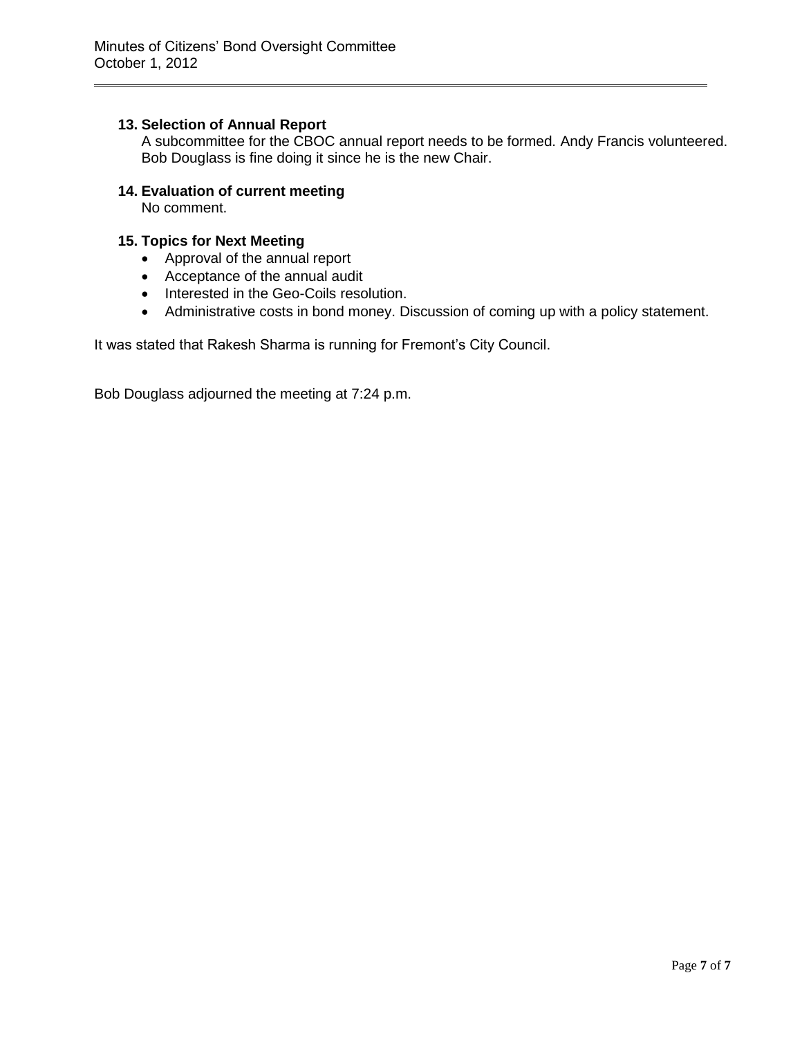### 13. Selection of Annual Report

A subcommittee for the CBOC annual report needs to be formed. Andy Francis volunteered. Bob Douglass is fine doing it since he is the new Chair.

### 14. Evaluation of current meeting

No comment.

### 15. Topics for Next Meeting

- Approval of the annual report
- Acceptance of the annual audit
- Interested in the Geo-Coils resolution.
- Administrative costs in bond money. Discussion of coming up with a policy statement.

It was stated that Rakesh Sharma is running for Fremont's City Council.

Bob Douglass adjourned the meeting at 7:24 p.m.